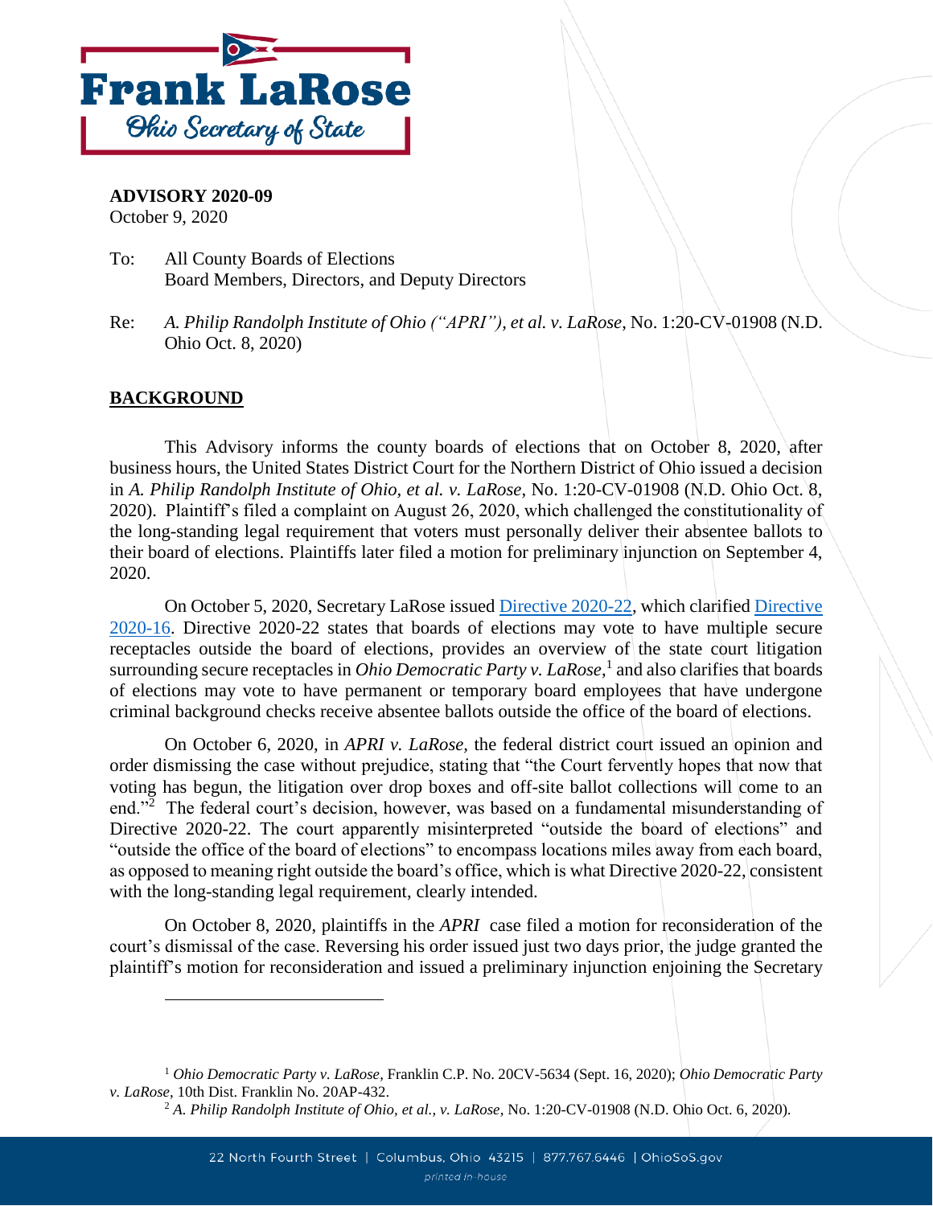**Frank LaRose**
Ohio Secretary of State

**ADVISORY 2020-09**
October 9, 2020

To: All County Boards of Elections
Board Members, Directors, and Deputy Directors

Re: *A. Philip Randolph Institute of Ohio ("APRI"), et al. v. LaRose*, No. 1:20-CV-01908 (N.D. Ohio Oct. 8, 2020)

## BACKGROUND

This Advisory informs the county boards of elections that on October 8, 2020, after business hours, the United States District Court for the Northern District of Ohio issued a decision in *A. Philip Randolph Institute of Ohio, et al. v. LaRose*, No. 1:20-CV-01908 (N.D. Ohio Oct. 8, 2020). Plaintiff's filed a complaint on August 26, 2020, which challenged the constitutionality of the long-standing legal requirement that voters must personally deliver their absentee ballots to their board of elections. Plaintiffs later filed a motion for preliminary injunction on September 4, 2020.

On October 5, 2020, Secretary LaRose issued Directive 2020-22, which clarified Directive 2020-16. Directive 2020-22 states that boards of elections may vote to have multiple secure receptacles outside the board of elections, provides an overview of the state court litigation surrounding secure receptacles in *Ohio Democratic Party v. LaRose*,[1] and also clarifies that boards of elections may vote to have permanent or temporary board employees that have undergone criminal background checks receive absentee ballots outside the office of the board of elections.

On October 6, 2020, in *APRI v. LaRose,* the federal district court issued an opinion and order dismissing the case without prejudice, stating that "the Court fervently hopes that now that voting has begun, the litigation over drop boxes and off-site ballot collections will come to an end."[2] The federal court's decision, however, was based on a fundamental misunderstanding of Directive 2020-22. The court apparently misinterpreted "outside the board of elections" and "outside the office of the board of elections" to encompass locations miles away from each board, as opposed to meaning right outside the board's office, which is what Directive 2020-22, consistent with the long-standing legal requirement, clearly intended.

On October 8, 2020, plaintiffs in the *APRI* case filed a motion for reconsideration of the court's dismissal of the case. Reversing his order issued just two days prior, the judge granted the plaintiff's motion for reconsideration and issued a preliminary injunction enjoining the Secretary

---

[1] *Ohio Democratic Party v. LaRose*, Franklin C.P. No. 20CV-5634 (Sept. 16, 2020); *Ohio Democratic Party v. LaRose*, 10th Dist. Franklin No. 20AP-432.

[2] *A. Philip Randolph Institute of Ohio, et al., v. LaRose*, No. 1:20-CV-01908 (N.D. Ohio Oct. 6, 2020).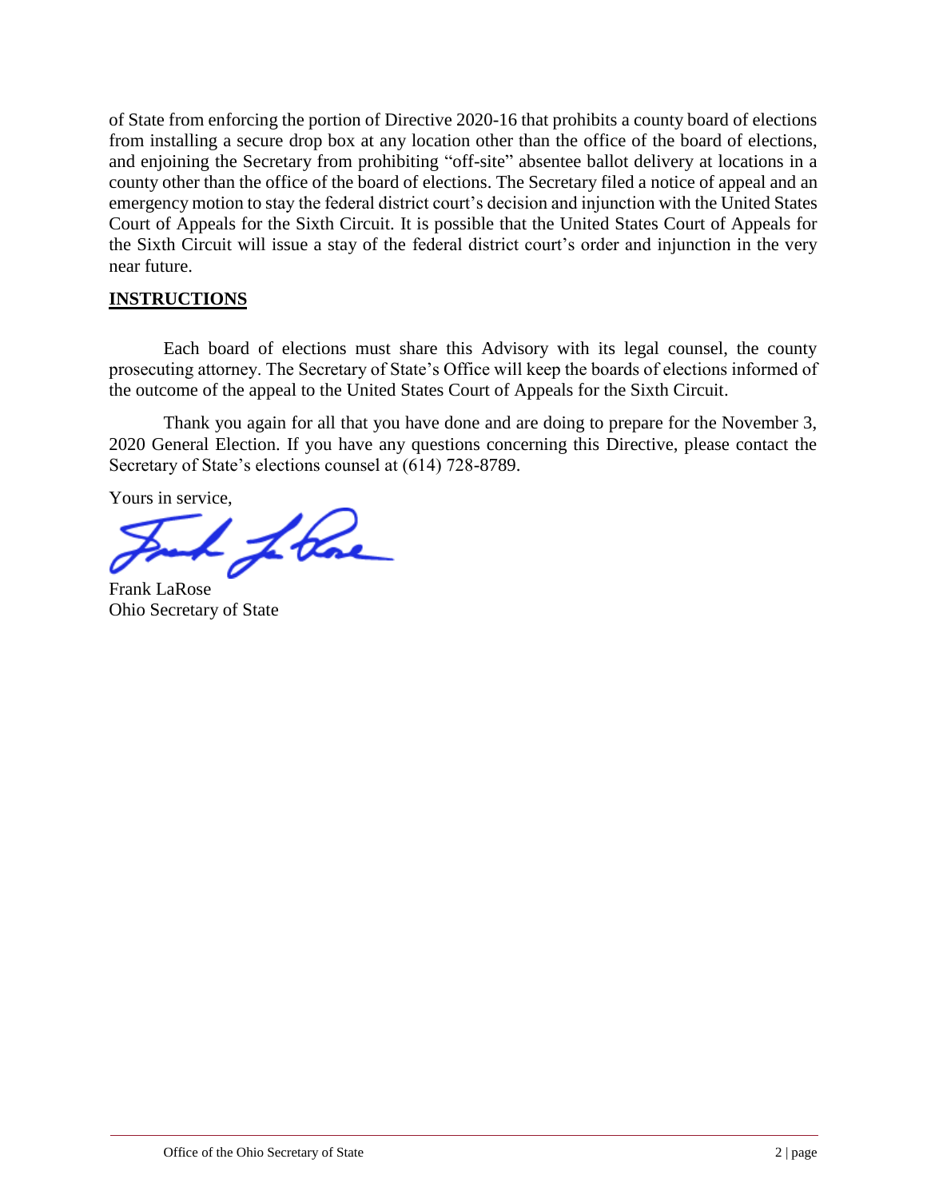of State from enforcing the portion of Directive 2020-16 that prohibits a county board of elections from installing a secure drop box at any location other than the office of the board of elections, and enjoining the Secretary from prohibiting "off-site" absentee ballot delivery at locations in a county other than the office of the board of elections. The Secretary filed a notice of appeal and an emergency motion to stay the federal district court's decision and injunction with the United States Court of Appeals for the Sixth Circuit. It is possible that the United States Court of Appeals for the Sixth Circuit will issue a stay of the federal district court's order and injunction in the very near future.

## INSTRUCTIONS

Each board of elections must share this Advisory with its legal counsel, the county prosecuting attorney. The Secretary of State's Office will keep the boards of elections informed of the outcome of the appeal to the United States Court of Appeals for the Sixth Circuit.

Thank you again for all that you have done and are doing to prepare for the November 3, 2020 General Election. If you have any questions concerning this Directive, please contact the Secretary of State's elections counsel at (614) 728-8789.

Yours in service,

Frank LaRose
Ohio Secretary of State